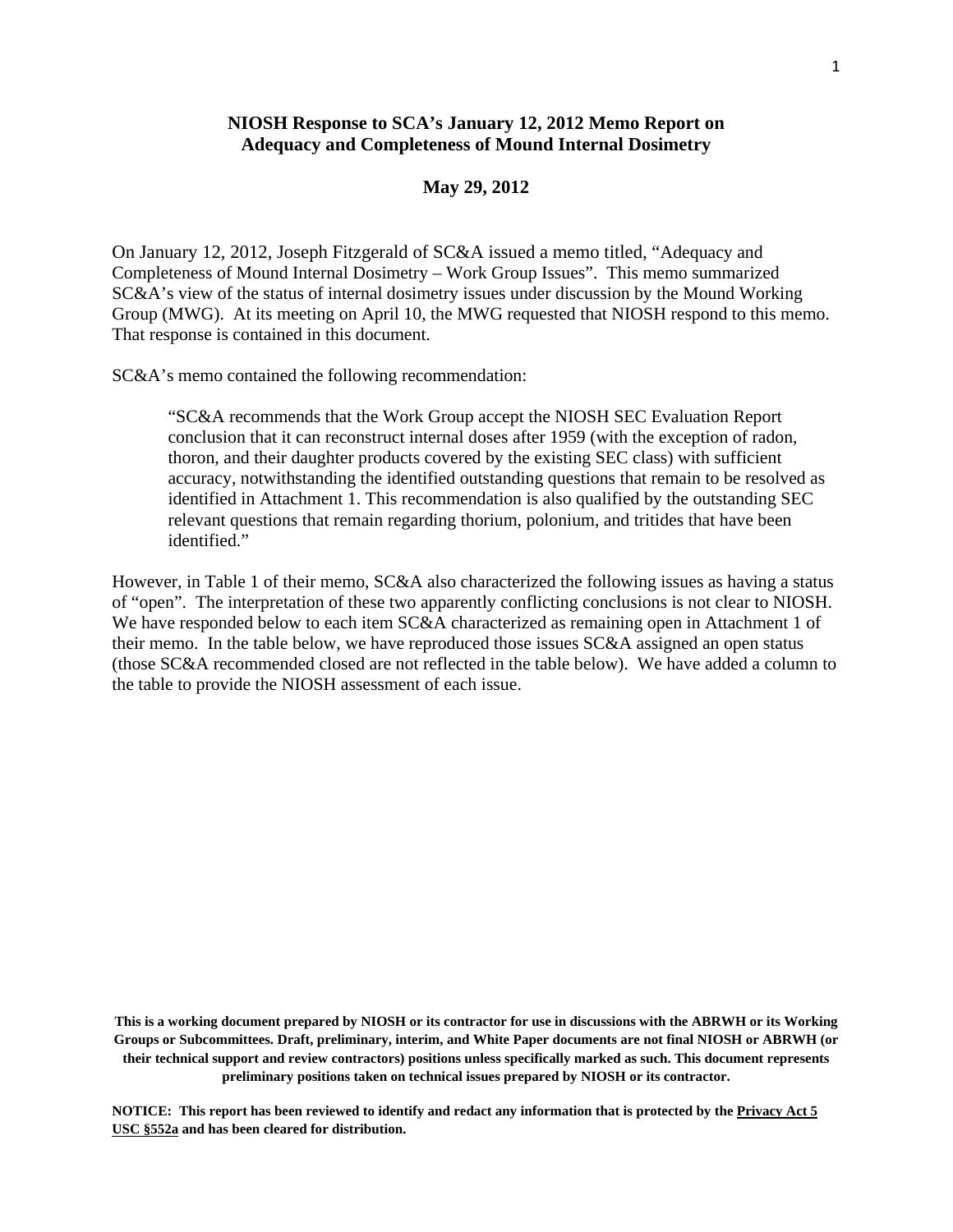# NIOSH Response to SCA's January 12, 2012 Memo Report on Adequacy and Completeness of Mound Internal Dosimetry

**May 29, 2012**

On January 12, 2012, Joseph Fitzgerald of SC&A issued a memo titled, "Adequacy and Completeness of Mound Internal Dosimetry – Work Group Issues". This memo summarized SC&A's view of the status of internal dosimetry issues under discussion by the Mound Working Group (MWG). At its meeting on April 10, the MWG requested that NIOSH respond to this memo. That response is contained in this document.

SC&A's memo contained the following recommendation:

> "SC&A recommends that the Work Group accept the NIOSH SEC Evaluation Report conclusion that it can reconstruct internal doses after 1959 (with the exception of radon, thoron, and their daughter products covered by the existing SEC class) with sufficient accuracy, notwithstanding the identified outstanding questions that remain to be resolved as identified in Attachment 1. This recommendation is also qualified by the outstanding SEC relevant questions that remain regarding thorium, polonium, and tritides that have been identified."

However, in Table 1 of their memo, SC&A also characterized the following issues as having a status of "open". The interpretation of these two apparently conflicting conclusions is not clear to NIOSH. We have responded below to each item SC&A characterized as remaining open in Attachment 1 of their memo. In the table below, we have reproduced those issues SC&A assigned an open status (those SC&A recommended closed are not reflected in the table below). We have added a column to the table to provide the NIOSH assessment of each issue.

**This is a working document prepared by NIOSH or its contractor for use in discussions with the ABRWH or its Working Groups or Subcommittees. Draft, preliminary, interim, and White Paper documents are not final NIOSH or ABRWH (or their technical support and review contractors) positions unless specifically marked as such. This document represents preliminary positions taken on technical issues prepared by NIOSH or its contractor.**

**NOTICE: This report has been reviewed to identify and redact any information that is protected by the Privacy Act 5 USC §552a and has been cleared for distribution.**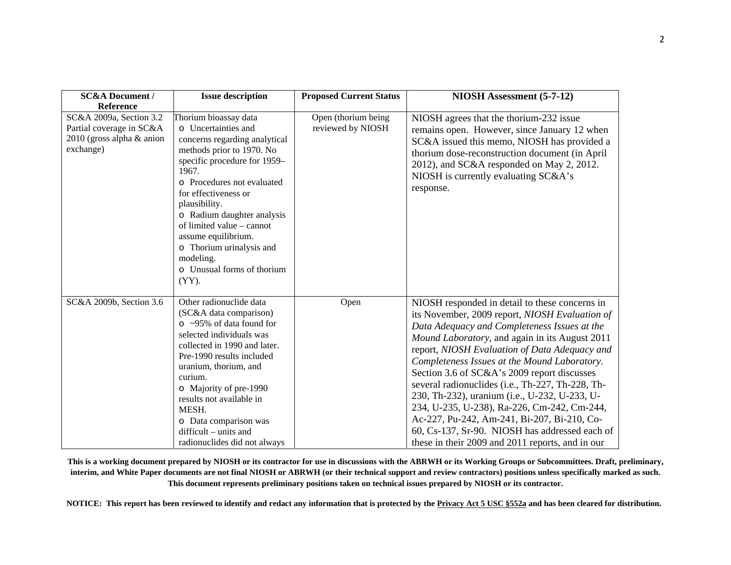| SC&A Document / Reference | Issue description | Proposed Current Status | NIOSH Assessment (5-7-12) |
|---|---|---|---|
| SC&A 2009a, Section 3.2 Partial coverage in SC&A 2010 (gross alpha & anion exchange) | Thorium bioassay data<br>o Uncertainties and concerns regarding analytical methods prior to 1970. No specific procedure for 1959–1967.<br>o Procedures not evaluated for effectiveness or plausibility.<br>o Radium daughter analysis of limited value – cannot assume equilibrium.<br>o Thorium urinalysis and modeling.<br>o Unusual forms of thorium (YY). | Open (thorium being reviewed by NIOSH | NIOSH agrees that the thorium-232 issue remains open. However, since January 12 when SC&A issued this memo, NIOSH has provided a thorium dose-reconstruction document (in April 2012), and SC&A responded on May 2, 2012. NIOSH is currently evaluating SC&A's response. |
| SC&A 2009b, Section 3.6 | Other radionuclide data (SC&A data comparison)<br>o ~95% of data found for selected individuals was collected in 1990 and later. Pre-1990 results included uranium, thorium, and curium.<br>o Majority of pre-1990 results not available in MESH.<br>o Data comparison was difficult – units and radionuclides did not always | Open | NIOSH responded in detail to these concerns in its November, 2009 report, *NIOSH Evaluation of Data Adequacy and Completeness Issues at the Mound Laboratory*, and again in its August 2011 report, *NIOSH Evaluation of Data Adequacy and Completeness Issues at the Mound Laboratory*. Section 3.6 of SC&A's 2009 report discusses several radionuclides (i.e., Th-227, Th-228, Th-230, Th-232), uranium (i.e., U-232, U-233, U-234, U-235, U-238), Ra-226, Cm-242, Cm-244, Ac-227, Pu-242, Am-241, Bi-207, Bi-210, Co-60, Cs-137, Sr-90. NIOSH has addressed each of these in their 2009 and 2011 reports, and in our |

**This is a working document prepared by NIOSH or its contractor for use in discussions with the ABRWH or its Working Groups or Subcommittees. Draft, preliminary, interim, and White Paper documents are not final NIOSH or ABRWH (or their technical support and review contractors) positions unless specifically marked as such. This document represents preliminary positions taken on technical issues prepared by NIOSH or its contractor.**

**NOTICE: This report has been reviewed to identify and redact any information that is protected by the Privacy Act 5 USC §552a and has been cleared for distribution.**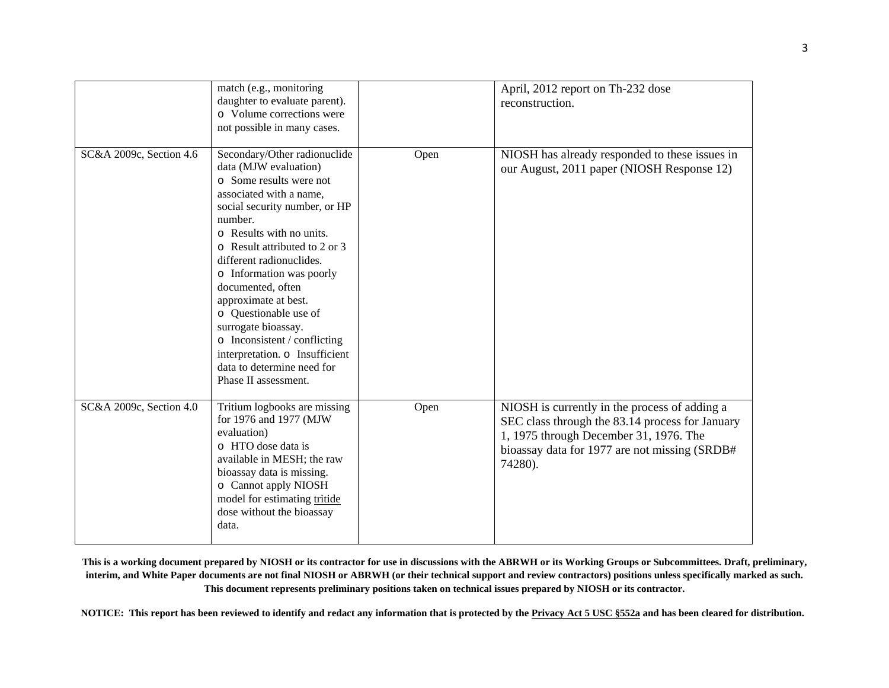| | | | |
|---|---|---|---|
| | match (e.g., monitoring daughter to evaluate parent).<br>o Volume corrections were not possible in many cases. | | April, 2012 report on Th-232 dose reconstruction. |
| SC&A 2009c, Section 4.6 | Secondary/Other radionuclide data (MJW evaluation)<br>o Some results were not associated with a name, social security number, or HP number.<br>o Results with no units.<br>o Result attributed to 2 or 3 different radionuclides.<br>o Information was poorly documented, often approximate at best.<br>o Questionable use of surrogate bioassay.<br>o Inconsistent / conflicting interpretation. o Insufficient data to determine need for Phase II assessment. | Open | NIOSH has already responded to these issues in our August, 2011 paper (NIOSH Response 12) |
| SC&A 2009c, Section 4.0 | Tritium logbooks are missing for 1976 and 1977 (MJW evaluation)<br>o HTO dose data is available in MESH; the raw bioassay data is missing.<br>o Cannot apply NIOSH model for estimating tritide dose without the bioassay data. | Open | NIOSH is currently in the process of adding a SEC class through the 83.14 process for January 1, 1975 through December 31, 1976. The bioassay data for 1977 are not missing (SRDB# 74280). |

**This is a working document prepared by NIOSH or its contractor for use in discussions with the ABRWH or its Working Groups or Subcommittees. Draft, preliminary, interim, and White Paper documents are not final NIOSH or ABRWH (or their technical support and review contractors) positions unless specifically marked as such. This document represents preliminary positions taken on technical issues prepared by NIOSH or its contractor.**

**NOTICE: This report has been reviewed to identify and redact any information that is protected by the Privacy Act 5 USC §552a and has been cleared for distribution.**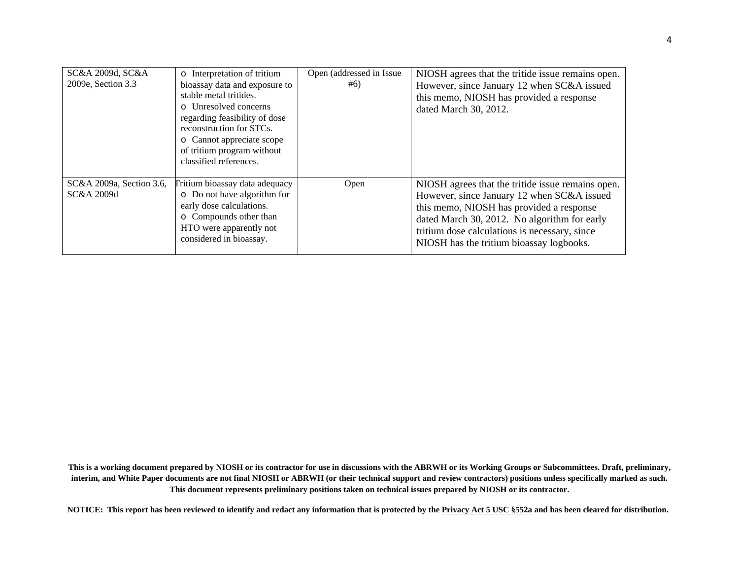| | | | |
|---|---|---|---|
| SC&A 2009d, SC&A 2009e, Section 3.3 | o Interpretation of tritium bioassay data and exposure to stable metal tritides.<br>o Unresolved concerns regarding feasibility of dose reconstruction for STCs.<br>o Cannot appreciate scope of tritium program without classified references. | Open (addressed in Issue #6) | NIOSH agrees that the tritide issue remains open. However, since January 12 when SC&A issued this memo, NIOSH has provided a response dated March 30, 2012. |
| SC&A 2009a, Section 3.6, SC&A 2009d | Tritium bioassay data adequacy<br>o Do not have algorithm for early dose calculations.<br>o Compounds other than HTO were apparently not considered in bioassay. | Open | NIOSH agrees that the tritide issue remains open. However, since January 12 when SC&A issued this memo, NIOSH has provided a response dated March 30, 2012. No algorithm for early tritium dose calculations is necessary, since NIOSH has the tritium bioassay logbooks. |

**This is a working document prepared by NIOSH or its contractor for use in discussions with the ABRWH or its Working Groups or Subcommittees. Draft, preliminary, interim, and White Paper documents are not final NIOSH or ABRWH (or their technical support and review contractors) positions unless specifically marked as such. This document represents preliminary positions taken on technical issues prepared by NIOSH or its contractor.**

**NOTICE: This report has been reviewed to identify and redact any information that is protected by the Privacy Act 5 USC §552a and has been cleared for distribution.**